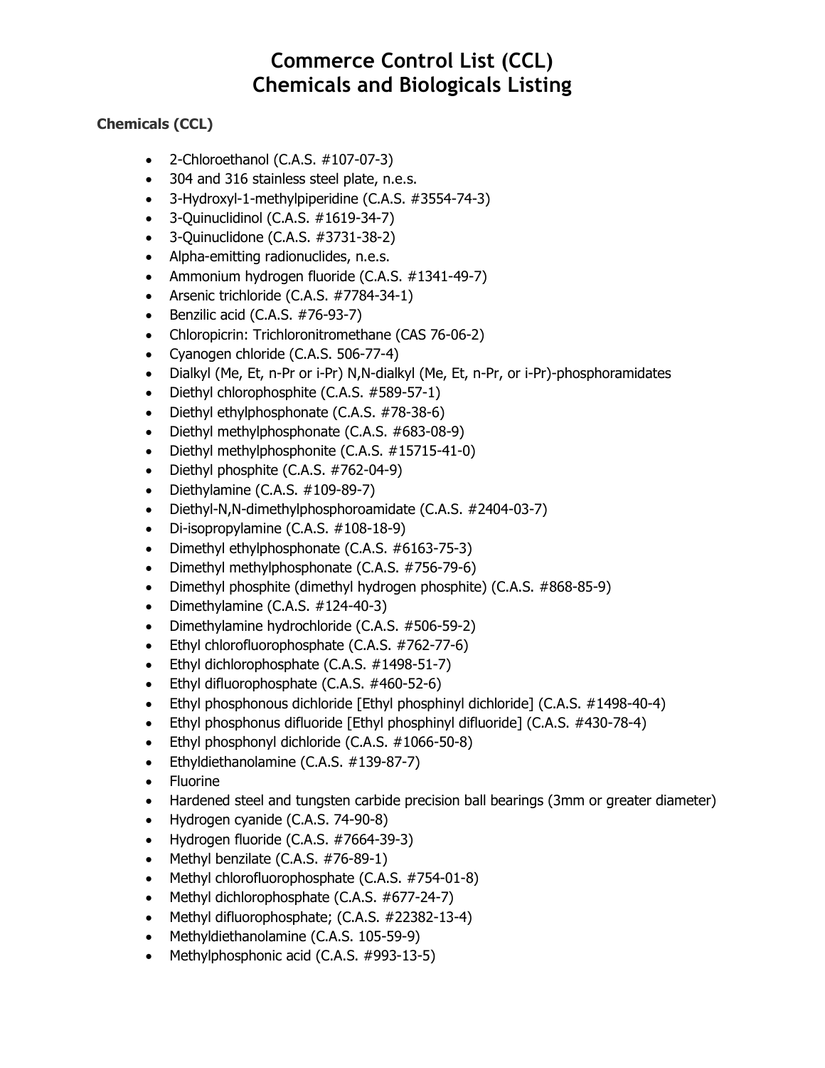# Commerce Control List (CCL)
# Chemicals and Biologicals Listing

### Chemicals (CCL)

- 2-Chloroethanol (C.A.S. #107-07-3)
- 304 and 316 stainless steel plate, n.e.s.
- 3-Hydroxyl-1-methylpiperidine (C.A.S. #3554-74-3)
- 3-Quinuclidinol (C.A.S. #1619-34-7)
- 3-Quinuclidone (C.A.S. #3731-38-2)
- Alpha-emitting radionuclides, n.e.s.
- Ammonium hydrogen fluoride (C.A.S. #1341-49-7)
- Arsenic trichloride (C.A.S. #7784-34-1)
- Benzilic acid (C.A.S. #76-93-7)
- Chloropicrin: Trichloronitromethane (CAS 76-06-2)
- Cyanogen chloride (C.A.S. 506-77-4)
- Dialkyl (Me, Et, n-Pr or i-Pr) N,N-dialkyl (Me, Et, n-Pr, or i-Pr)-phosphoramidates
- Diethyl chlorophosphite (C.A.S. #589-57-1)
- Diethyl ethylphosphonate (C.A.S. #78-38-6)
- Diethyl methylphosphonate (C.A.S. #683-08-9)
- Diethyl methylphosphonite (C.A.S. #15715-41-0)
- Diethyl phosphite (C.A.S. #762-04-9)
- Diethylamine (C.A.S. #109-89-7)
- Diethyl-N,N-dimethylphosphoroamidate (C.A.S. #2404-03-7)
- Di-isopropylamine (C.A.S. #108-18-9)
- Dimethyl ethylphosphonate (C.A.S. #6163-75-3)
- Dimethyl methylphosphonate (C.A.S. #756-79-6)
- Dimethyl phosphite (dimethyl hydrogen phosphite) (C.A.S. #868-85-9)
- Dimethylamine (C.A.S. #124-40-3)
- Dimethylamine hydrochloride (C.A.S. #506-59-2)
- Ethyl chlorofluorophosphate (C.A.S. #762-77-6)
- Ethyl dichlorophosphate (C.A.S. #1498-51-7)
- Ethyl difluorophosphate (C.A.S. #460-52-6)
- Ethyl phosphonous dichloride [Ethyl phosphinyl dichloride] (C.A.S. #1498-40-4)
- Ethyl phosphonus difluoride [Ethyl phosphinyl difluoride] (C.A.S. #430-78-4)
- Ethyl phosphonyl dichloride (C.A.S. #1066-50-8)
- Ethyldiethanolamine (C.A.S. #139-87-7)
- Fluorine
- Hardened steel and tungsten carbide precision ball bearings (3mm or greater diameter)
- Hydrogen cyanide (C.A.S. 74-90-8)
- Hydrogen fluoride (C.A.S. #7664-39-3)
- Methyl benzilate (C.A.S. #76-89-1)
- Methyl chlorofluorophosphate (C.A.S. #754-01-8)
- Methyl dichlorophosphate (C.A.S. #677-24-7)
- Methyl difluorophosphate; (C.A.S. #22382-13-4)
- Methyldiethanolamine (C.A.S. 105-59-9)
- Methylphosphonic acid (C.A.S. #993-13-5)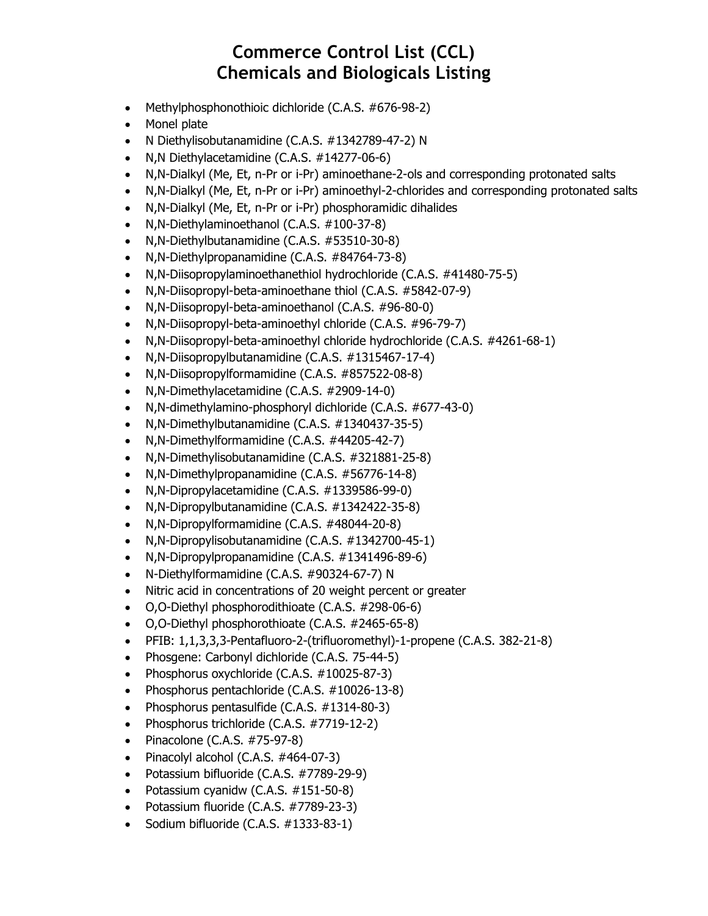# Commerce Control List (CCL)
# Chemicals and Biologicals Listing

- Methylphosphonothioic dichloride (C.A.S. #676-98-2)
- Monel plate
- N Diethylisobutanamidine (C.A.S. #1342789-47-2) N
- N,N Diethylacetamidine (C.A.S. #14277-06-6)
- N,N-Dialkyl (Me, Et, n-Pr or i-Pr) aminoethane-2-ols and corresponding protonated salts
- N,N-Dialkyl (Me, Et, n-Pr or i-Pr) aminoethyl-2-chlorides and corresponding protonated salts
- N,N-Dialkyl (Me, Et, n-Pr or i-Pr) phosphoramidic dihalides
- N,N-Diethylaminoethanol (C.A.S. #100-37-8)
- N,N-Diethylbutanamidine (C.A.S. #53510-30-8)
- N,N-Diethylpropanamidine (C.A.S. #84764-73-8)
- N,N-Diisopropylaminoethanethiol hydrochloride (C.A.S. #41480-75-5)
- N,N-Diisopropyl-beta-aminoethane thiol (C.A.S. #5842-07-9)
- N,N-Diisopropyl-beta-aminoethanol (C.A.S. #96-80-0)
- N,N-Diisopropyl-beta-aminoethyl chloride (C.A.S. #96-79-7)
- N,N-Diisopropyl-beta-aminoethyl chloride hydrochloride (C.A.S. #4261-68-1)
- N,N-Diisopropylbutanamidine (C.A.S. #1315467-17-4)
- N,N-Diisopropylformamidine (C.A.S. #857522-08-8)
- N,N-Dimethylacetamidine (C.A.S. #2909-14-0)
- N,N-dimethylamino-phosphoryl dichloride (C.A.S. #677-43-0)
- N,N-Dimethylbutanamidine (C.A.S. #1340437-35-5)
- N,N-Dimethylformamidine (C.A.S. #44205-42-7)
- N,N-Dimethylisobutanamidine (C.A.S. #321881-25-8)
- N,N-Dimethylpropanamidine (C.A.S. #56776-14-8)
- N,N-Dipropylacetamidine (C.A.S. #1339586-99-0)
- N,N-Dipropylbutanamidine (C.A.S. #1342422-35-8)
- N,N-Dipropylformamidine (C.A.S. #48044-20-8)
- N,N-Dipropylisobutanamidine (C.A.S. #1342700-45-1)
- N,N-Dipropylpropanamidine (C.A.S. #1341496-89-6)
- N-Diethylformamidine (C.A.S. #90324-67-7) N
- Nitric acid in concentrations of 20 weight percent or greater
- O,O-Diethyl phosphorodithioate (C.A.S. #298-06-6)
- O,O-Diethyl phosphorothioate (C.A.S. #2465-65-8)
- PFIB: 1,1,3,3,3-Pentafluoro-2-(trifluoromethyl)-1-propene (C.A.S. 382-21-8)
- Phosgene: Carbonyl dichloride (C.A.S. 75-44-5)
- Phosphorus oxychloride (C.A.S. #10025-87-3)
- Phosphorus pentachloride (C.A.S. #10026-13-8)
- Phosphorus pentasulfide (C.A.S. #1314-80-3)
- Phosphorus trichloride (C.A.S. #7719-12-2)
- Pinacolone (C.A.S. #75-97-8)
- Pinacolyl alcohol (C.A.S. #464-07-3)
- Potassium bifluoride (C.A.S. #7789-29-9)
- Potassium cyanidw (C.A.S. #151-50-8)
- Potassium fluoride (C.A.S. #7789-23-3)
- Sodium bifluoride (C.A.S. #1333-83-1)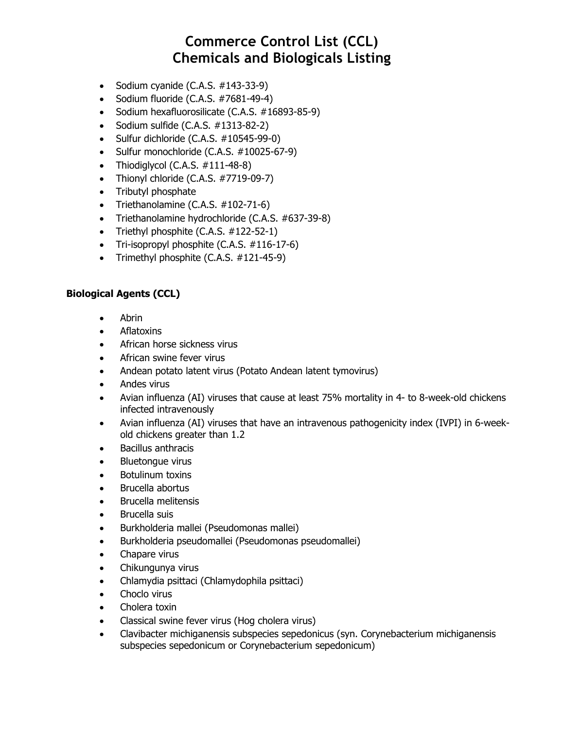# Commerce Control List (CCL)
# Chemicals and Biologicals Listing

- Sodium cyanide (C.A.S. #143-33-9)
- Sodium fluoride (C.A.S. #7681-49-4)
- Sodium hexafluorosilicate (C.A.S. #16893-85-9)
- Sodium sulfide (C.A.S. #1313-82-2)
- Sulfur dichloride (C.A.S. #10545-99-0)
- Sulfur monochloride (C.A.S. #10025-67-9)
- Thiodiglycol (C.A.S. #111-48-8)
- Thionyl chloride (C.A.S. #7719-09-7)
- Tributyl phosphate
- Triethanolamine (C.A.S. #102-71-6)
- Triethanolamine hydrochloride (C.A.S. #637-39-8)
- Triethyl phosphite (C.A.S. #122-52-1)
- Tri-isopropyl phosphite (C.A.S. #116-17-6)
- Trimethyl phosphite (C.A.S. #121-45-9)

**Biological Agents (CCL)**

- Abrin
- Aflatoxins
- African horse sickness virus
- African swine fever virus
- Andean potato latent virus (Potato Andean latent tymovirus)
- Andes virus
- Avian influenza (AI) viruses that cause at least 75% mortality in 4- to 8-week-old chickens infected intravenously
- Avian influenza (AI) viruses that have an intravenous pathogenicity index (IVPI) in 6-week-old chickens greater than 1.2
- Bacillus anthracis
- Bluetongue virus
- Botulinum toxins
- Brucella abortus
- Brucella melitensis
- Brucella suis
- Burkholderia mallei (Pseudomonas mallei)
- Burkholderia pseudomallei (Pseudomonas pseudomallei)
- Chapare virus
- Chikungunya virus
- Chlamydia psittaci (Chlamydophila psittaci)
- Choclo virus
- Cholera toxin
- Classical swine fever virus (Hog cholera virus)
- Clavibacter michiganensis subspecies sepedonicus (syn. Corynebacterium michiganensis subspecies sepedonicum or Corynebacterium sepedonicum)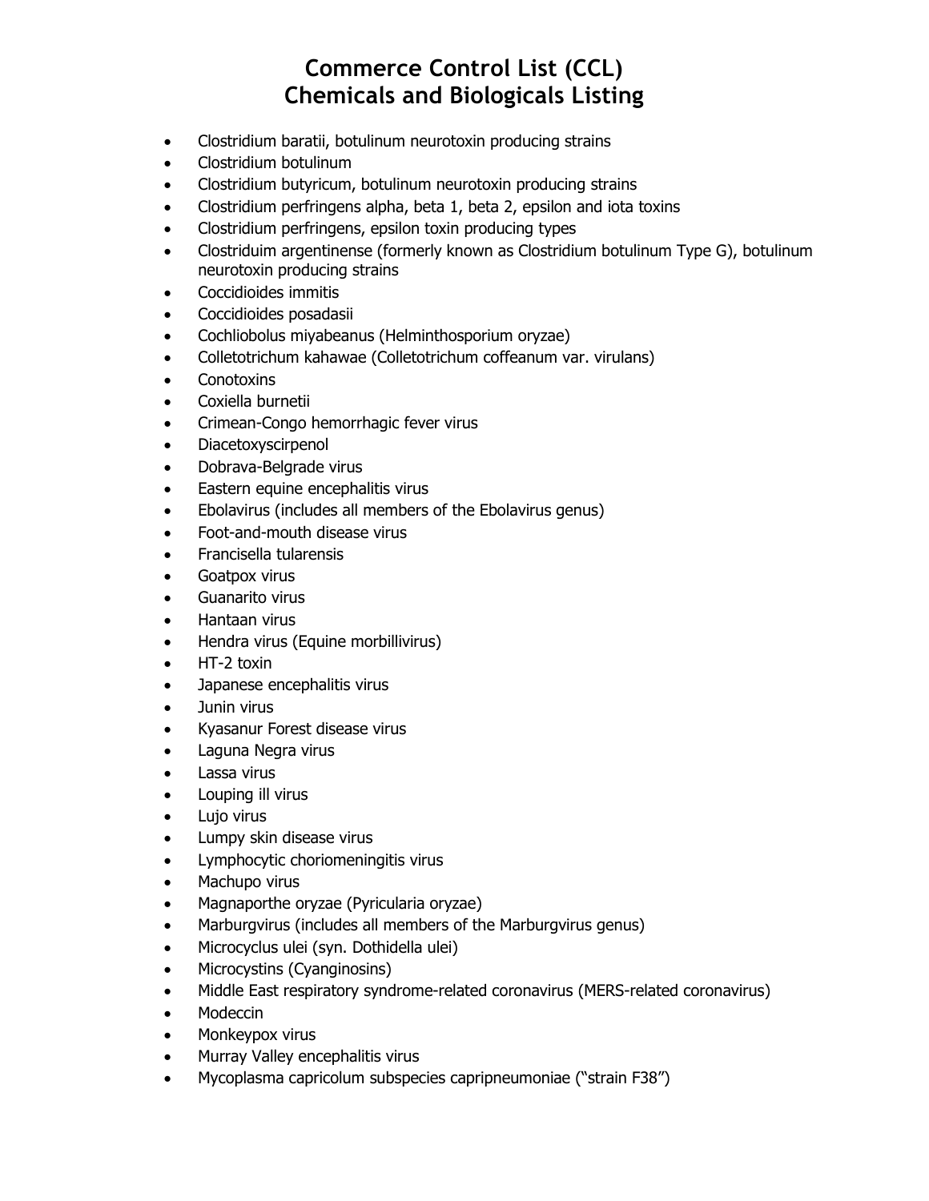# Commerce Control List (CCL)
# Chemicals and Biologicals Listing

- Clostridium baratii, botulinum neurotoxin producing strains
- Clostridium botulinum
- Clostridium butyricum, botulinum neurotoxin producing strains
- Clostridium perfringens alpha, beta 1, beta 2, epsilon and iota toxins
- Clostridium perfringens, epsilon toxin producing types
- Clostriduim argentinense (formerly known as Clostridium botulinum Type G), botulinum neurotoxin producing strains
- Coccidioides immitis
- Coccidioides posadasii
- Cochliobolus miyabeanus (Helminthosporium oryzae)
- Colletotrichum kahawae (Colletotrichum coffeanum var. virulans)
- Conotoxins
- Coxiella burnetii
- Crimean-Congo hemorrhagic fever virus
- Diacetoxyscirpenol
- Dobrava-Belgrade virus
- Eastern equine encephalitis virus
- Ebolavirus (includes all members of the Ebolavirus genus)
- Foot-and-mouth disease virus
- Francisella tularensis
- Goatpox virus
- Guanarito virus
- Hantaan virus
- Hendra virus (Equine morbillivirus)
- HT-2 toxin
- Japanese encephalitis virus
- Junin virus
- Kyasanur Forest disease virus
- Laguna Negra virus
- Lassa virus
- Louping ill virus
- Lujo virus
- Lumpy skin disease virus
- Lymphocytic choriomeningitis virus
- Machupo virus
- Magnaporthe oryzae (Pyricularia oryzae)
- Marburgvirus (includes all members of the Marburgvirus genus)
- Microcyclus ulei (syn. Dothidella ulei)
- Microcystins (Cyanginosins)
- Middle East respiratory syndrome-related coronavirus (MERS-related coronavirus)
- Modeccin
- Monkeypox virus
- Murray Valley encephalitis virus
- Mycoplasma capricolum subspecies capripneumoniae ("strain F38")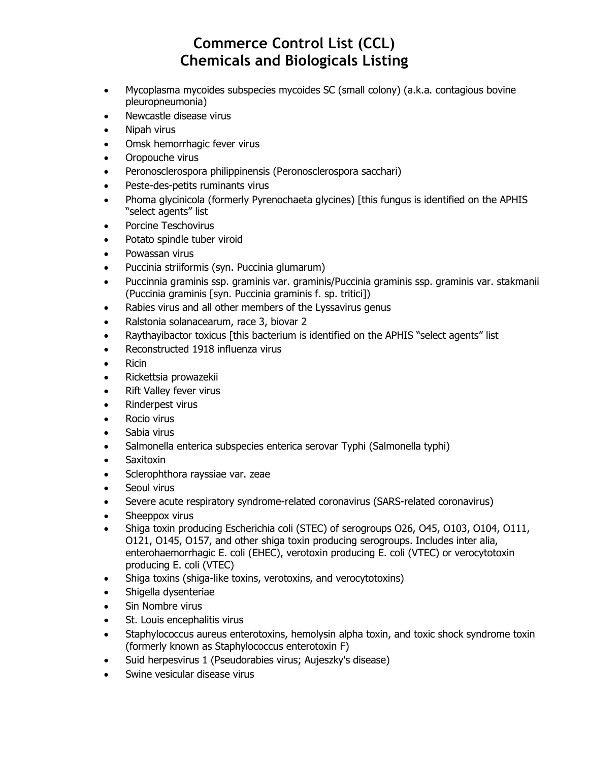# Commerce Control List (CCL)
# Chemicals and Biologicals Listing

- Mycoplasma mycoides subspecies mycoides SC (small colony) (a.k.a. contagious bovine pleuropneumonia)
- Newcastle disease virus
- Nipah virus
- Omsk hemorrhagic fever virus
- Oropouche virus
- Peronosclerospora philippinensis (Peronosclerospora sacchari)
- Peste-des-petits ruminants virus
- Phoma glycinicola (formerly Pyrenochaeta glycines) [this fungus is identified on the APHIS "select agents" list
- Porcine Teschovirus
- Potato spindle tuber viroid
- Powassan virus
- Puccinia striiformis (syn. Puccinia glumarum)
- Puccinnia graminis ssp. graminis var. graminis/Puccinia graminis ssp. graminis var. stakmanii (Puccinia graminis [syn. Puccinia graminis f. sp. tritici])
- Rabies virus and all other members of the Lyssavirus genus
- Ralstonia solanacearum, race 3, biovar 2
- Raythayibactor toxicus [this bacterium is identified on the APHIS "select agents" list
- Reconstructed 1918 influenza virus
- Ricin
- Rickettsia prowazekii
- Rift Valley fever virus
- Rinderpest virus
- Rocio virus
- Sabia virus
- Salmonella enterica subspecies enterica serovar Typhi (Salmonella typhi)
- Saxitoxin
- Sclerophthora rayssiae var. zeae
- Seoul virus
- Severe acute respiratory syndrome-related coronavirus (SARS-related coronavirus)
- Sheeppox virus
- Shiga toxin producing Escherichia coli (STEC) of serogroups O26, O45, O103, O104, O111, O121, O145, O157, and other shiga toxin producing serogroups. Includes inter alia, enterohaemorrhagic E. coli (EHEC), verotoxin producing E. coli (VTEC) or verocytotoxin producing E. coli (VTEC)
- Shiga toxins (shiga-like toxins, verotoxins, and verocytotoxins)
- Shigella dysenteriae
- Sin Nombre virus
- St. Louis encephalitis virus
- Staphylococcus aureus enterotoxins, hemolysin alpha toxin, and toxic shock syndrome toxin (formerly known as Staphylococcus enterotoxin F)
- Suid herpesvirus 1 (Pseudorabies virus; Aujeszky's disease)
- Swine vesicular disease virus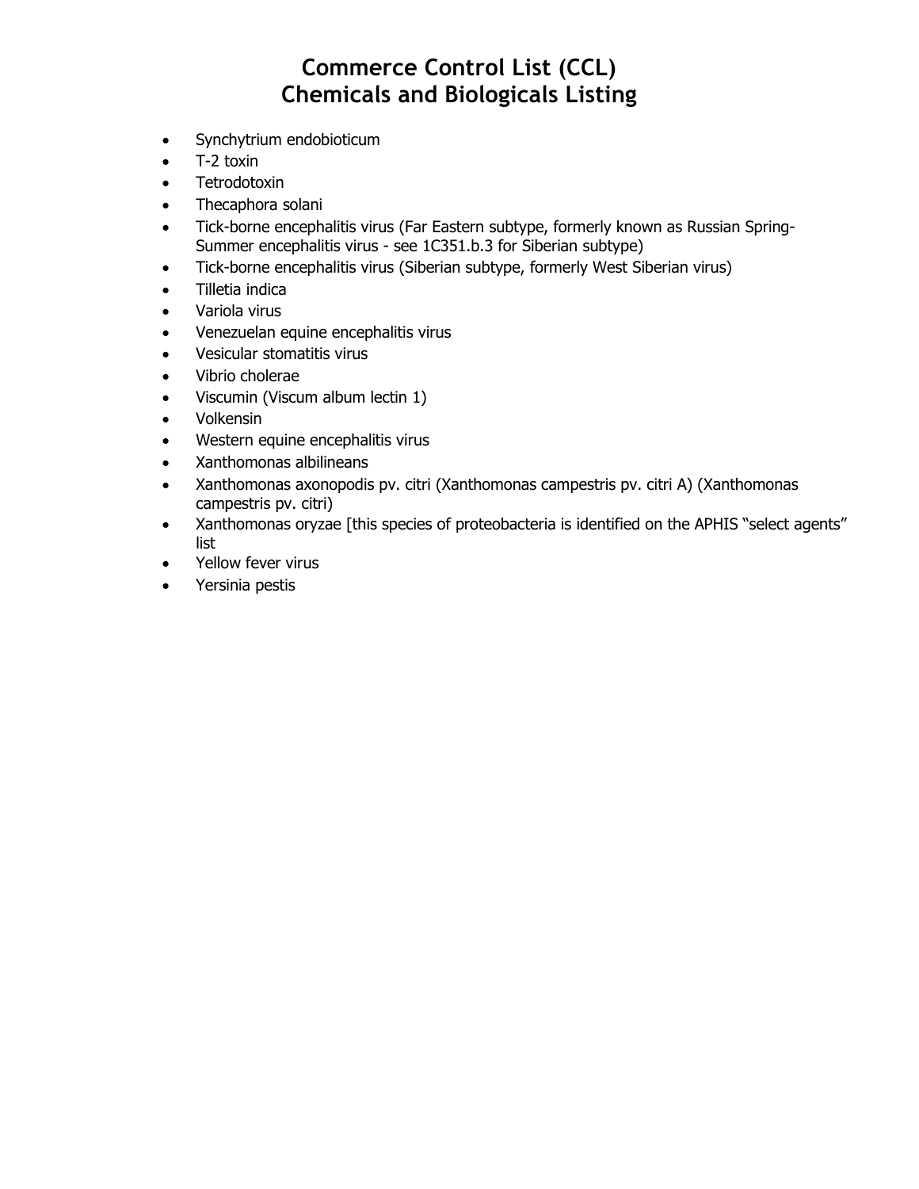# Commerce Control List (CCL)
# Chemicals and Biologicals Listing

- Synchytrium endobioticum
- T-2 toxin
- Tetrodotoxin
- Thecaphora solani
- Tick-borne encephalitis virus (Far Eastern subtype, formerly known as Russian Spring-Summer encephalitis virus - see 1C351.b.3 for Siberian subtype)
- Tick-borne encephalitis virus (Siberian subtype, formerly West Siberian virus)
- Tilletia indica
- Variola virus
- Venezuelan equine encephalitis virus
- Vesicular stomatitis virus
- Vibrio cholerae
- Viscumin (Viscum album lectin 1)
- Volkensin
- Western equine encephalitis virus
- Xanthomonas albilineans
- Xanthomonas axonopodis pv. citri (Xanthomonas campestris pv. citri A) (Xanthomonas campestris pv. citri)
- Xanthomonas oryzae [this species of proteobacteria is identified on the APHIS "select agents" list
- Yellow fever virus
- Yersinia pestis